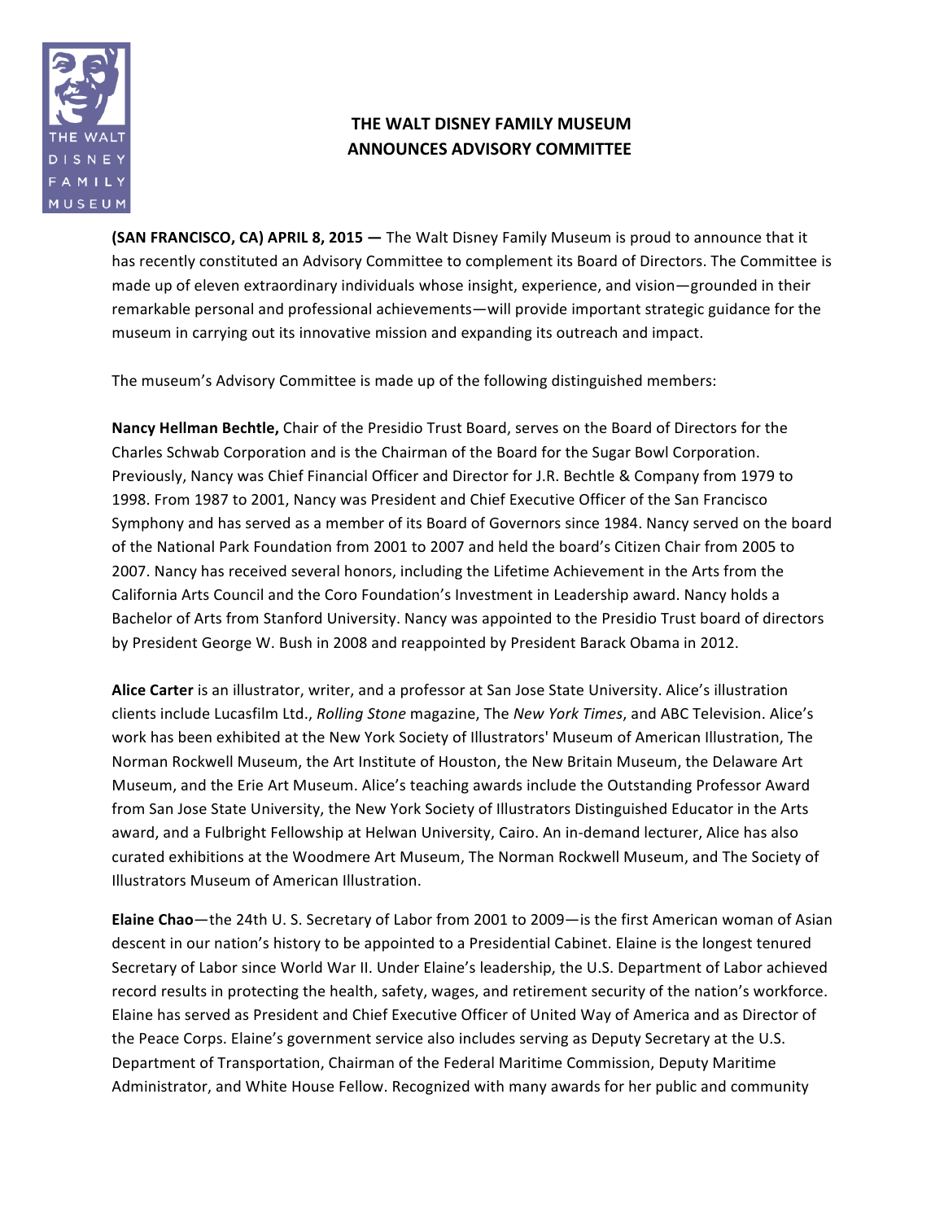# THE WALT DISNEY FAMILY MUSEUM ANNOUNCES ADVISORY COMMITTEE

**(SAN FRANCISCO, CA) APRIL 8, 2015 —** The Walt Disney Family Museum is proud to announce that it has recently constituted an Advisory Committee to complement its Board of Directors. The Committee is made up of eleven extraordinary individuals whose insight, experience, and vision—grounded in their remarkable personal and professional achievements—will provide important strategic guidance for the museum in carrying out its innovative mission and expanding its outreach and impact.

The museum's Advisory Committee is made up of the following distinguished members:

**Nancy Hellman Bechtle,** Chair of the Presidio Trust Board, serves on the Board of Directors for the Charles Schwab Corporation and is the Chairman of the Board for the Sugar Bowl Corporation. Previously, Nancy was Chief Financial Officer and Director for J.R. Bechtle & Company from 1979 to 1998. From 1987 to 2001, Nancy was President and Chief Executive Officer of the San Francisco Symphony and has served as a member of its Board of Governors since 1984. Nancy served on the board of the National Park Foundation from 2001 to 2007 and held the board's Citizen Chair from 2005 to 2007. Nancy has received several honors, including the Lifetime Achievement in the Arts from the California Arts Council and the Coro Foundation's Investment in Leadership award. Nancy holds a Bachelor of Arts from Stanford University. Nancy was appointed to the Presidio Trust board of directors by President George W. Bush in 2008 and reappointed by President Barack Obama in 2012.

**Alice Carter** is an illustrator, writer, and a professor at San Jose State University. Alice's illustration clients include Lucasfilm Ltd., *Rolling Stone* magazine, The *New York Times*, and ABC Television. Alice's work has been exhibited at the New York Society of Illustrators' Museum of American Illustration, The Norman Rockwell Museum, the Art Institute of Houston, the New Britain Museum, the Delaware Art Museum, and the Erie Art Museum. Alice's teaching awards include the Outstanding Professor Award from San Jose State University, the New York Society of Illustrators Distinguished Educator in the Arts award, and a Fulbright Fellowship at Helwan University, Cairo. An in-demand lecturer, Alice has also curated exhibitions at the Woodmere Art Museum, The Norman Rockwell Museum, and The Society of Illustrators Museum of American Illustration.

**Elaine Chao**—the 24th U. S. Secretary of Labor from 2001 to 2009—is the first American woman of Asian descent in our nation's history to be appointed to a Presidential Cabinet. Elaine is the longest tenured Secretary of Labor since World War II. Under Elaine's leadership, the U.S. Department of Labor achieved record results in protecting the health, safety, wages, and retirement security of the nation's workforce. Elaine has served as President and Chief Executive Officer of United Way of America and as Director of the Peace Corps. Elaine's government service also includes serving as Deputy Secretary at the U.S. Department of Transportation, Chairman of the Federal Maritime Commission, Deputy Maritime Administrator, and White House Fellow. Recognized with many awards for her public and community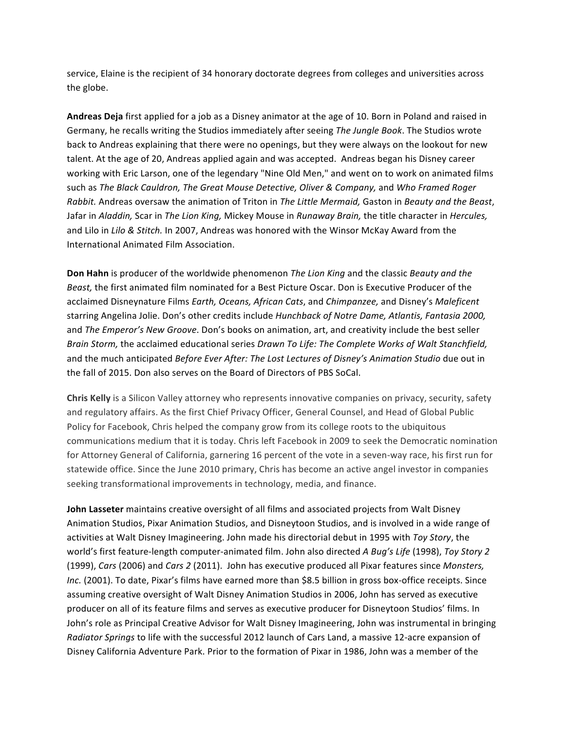service, Elaine is the recipient of 34 honorary doctorate degrees from colleges and universities across the globe.

**Andreas Deja** first applied for a job as a Disney animator at the age of 10. Born in Poland and raised in Germany, he recalls writing the Studios immediately after seeing *The Jungle Book*. The Studios wrote back to Andreas explaining that there were no openings, but they were always on the lookout for new talent. At the age of 20, Andreas applied again and was accepted. Andreas began his Disney career working with Eric Larson, one of the legendary "Nine Old Men," and went on to work on animated films such as *The Black Cauldron, The Great Mouse Detective, Oliver & Company,* and *Who Framed Roger Rabbit.* Andreas oversaw the animation of Triton in *The Little Mermaid,* Gaston in *Beauty and the Beast*, Jafar in *Aladdin,* Scar in *The Lion King,* Mickey Mouse in *Runaway Brain,* the title character in *Hercules,* and Lilo in *Lilo & Stitch.* In 2007, Andreas was honored with the Winsor McKay Award from the International Animated Film Association.

**Don Hahn** is producer of the worldwide phenomenon *The Lion King* and the classic *Beauty and the Beast,* the first animated film nominated for a Best Picture Oscar. Don is Executive Producer of the acclaimed Disneynature Films *Earth, Oceans, African Cats*, and *Chimpanzee,* and Disney's *Maleficent* starring Angelina Jolie. Don's other credits include *Hunchback of Notre Dame, Atlantis, Fantasia 2000,* and *The Emperor's New Groove*. Don's books on animation, art, and creativity include the best seller *Brain Storm,* the acclaimed educational series *Drawn To Life: The Complete Works of Walt Stanchfield,* and the much anticipated *Before Ever After: The Lost Lectures of Disney's Animation Studio* due out in the fall of 2015. Don also serves on the Board of Directors of PBS SoCal.

**Chris Kelly** is a Silicon Valley attorney who represents innovative companies on privacy, security, safety and regulatory affairs. As the first Chief Privacy Officer, General Counsel, and Head of Global Public Policy for Facebook, Chris helped the company grow from its college roots to the ubiquitous communications medium that it is today. Chris left Facebook in 2009 to seek the Democratic nomination for Attorney General of California, garnering 16 percent of the vote in a seven-way race, his first run for statewide office. Since the June 2010 primary, Chris has become an active angel investor in companies seeking transformational improvements in technology, media, and finance.

**John Lasseter** maintains creative oversight of all films and associated projects from Walt Disney Animation Studios, Pixar Animation Studios, and Disneytoon Studios, and is involved in a wide range of activities at Walt Disney Imagineering. John made his directorial debut in 1995 with *Toy Story*, the world's first feature-length computer-animated film. John also directed *A Bug's Life* (1998), *Toy Story 2* (1999), *Cars* (2006) and *Cars 2* (2011). John has executive produced all Pixar features since *Monsters, Inc.* (2001). To date, Pixar's films have earned more than $8.5 billion in gross box-office receipts. Since assuming creative oversight of Walt Disney Animation Studios in 2006, John has served as executive producer on all of its feature films and serves as executive producer for Disneytoon Studios' films. In John's role as Principal Creative Advisor for Walt Disney Imagineering, John was instrumental in bringing *Radiator Springs* to life with the successful 2012 launch of Cars Land, a massive 12-acre expansion of Disney California Adventure Park. Prior to the formation of Pixar in 1986, John was a member of the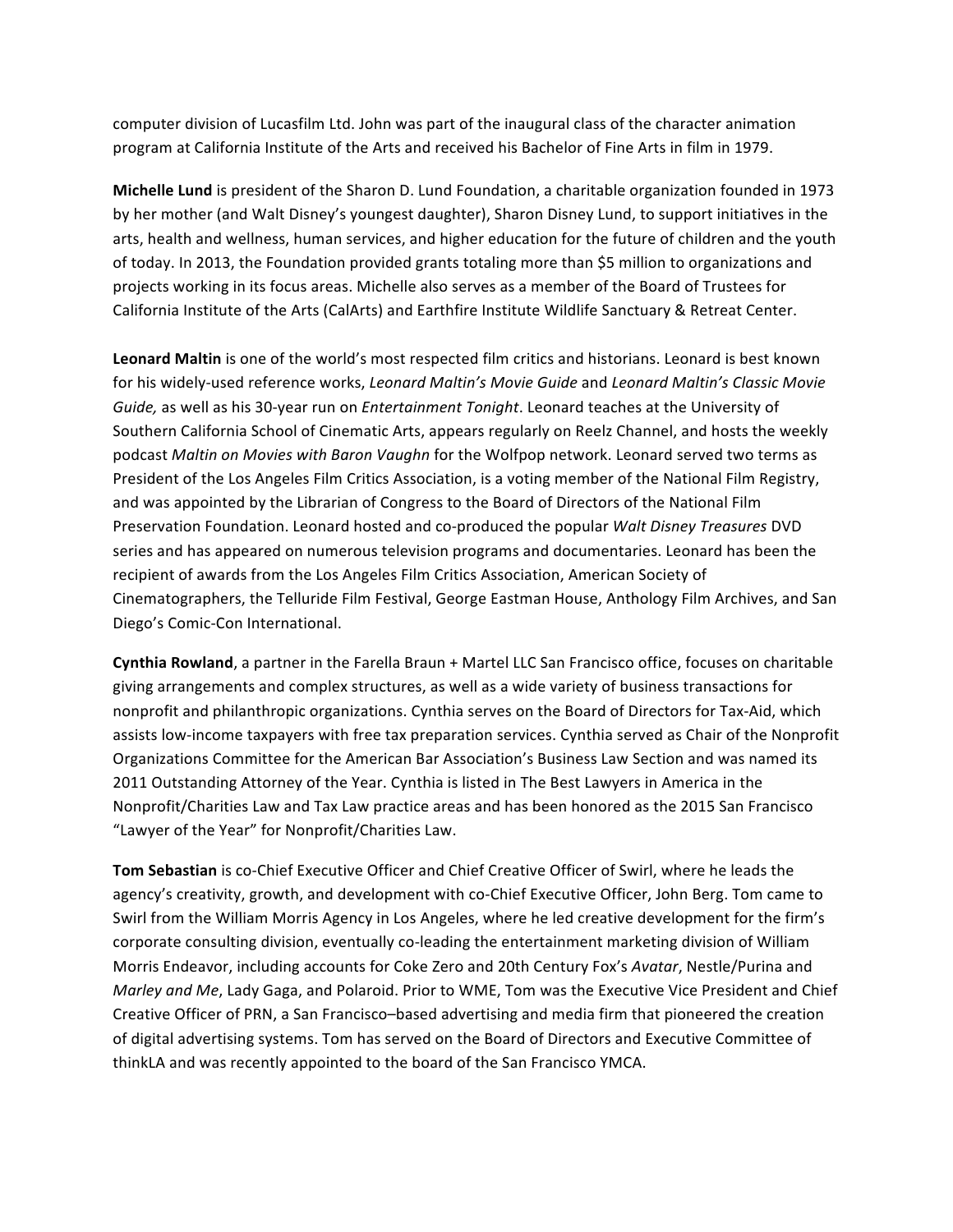computer division of Lucasfilm Ltd. John was part of the inaugural class of the character animation program at California Institute of the Arts and received his Bachelor of Fine Arts in film in 1979.

**Michelle Lund** is president of the Sharon D. Lund Foundation, a charitable organization founded in 1973 by her mother (and Walt Disney's youngest daughter), Sharon Disney Lund, to support initiatives in the arts, health and wellness, human services, and higher education for the future of children and the youth of today. In 2013, the Foundation provided grants totaling more than $5 million to organizations and projects working in its focus areas. Michelle also serves as a member of the Board of Trustees for California Institute of the Arts (CalArts) and Earthfire Institute Wildlife Sanctuary & Retreat Center.

**Leonard Maltin** is one of the world's most respected film critics and historians. Leonard is best known for his widely-used reference works, *Leonard Maltin's Movie Guide* and *Leonard Maltin's Classic Movie Guide,* as well as his 30-year run on *Entertainment Tonight*. Leonard teaches at the University of Southern California School of Cinematic Arts, appears regularly on Reelz Channel, and hosts the weekly podcast *Maltin on Movies with Baron Vaughn* for the Wolfpop network. Leonard served two terms as President of the Los Angeles Film Critics Association, is a voting member of the National Film Registry, and was appointed by the Librarian of Congress to the Board of Directors of the National Film Preservation Foundation. Leonard hosted and co-produced the popular *Walt Disney Treasures* DVD series and has appeared on numerous television programs and documentaries. Leonard has been the recipient of awards from the Los Angeles Film Critics Association, American Society of Cinematographers, the Telluride Film Festival, George Eastman House, Anthology Film Archives, and San Diego's Comic-Con International.

**Cynthia Rowland**, a partner in the Farella Braun + Martel LLC San Francisco office, focuses on charitable giving arrangements and complex structures, as well as a wide variety of business transactions for nonprofit and philanthropic organizations. Cynthia serves on the Board of Directors for Tax-Aid, which assists low-income taxpayers with free tax preparation services. Cynthia served as Chair of the Nonprofit Organizations Committee for the American Bar Association's Business Law Section and was named its 2011 Outstanding Attorney of the Year. Cynthia is listed in The Best Lawyers in America in the Nonprofit/Charities Law and Tax Law practice areas and has been honored as the 2015 San Francisco "Lawyer of the Year" for Nonprofit/Charities Law.

**Tom Sebastian** is co-Chief Executive Officer and Chief Creative Officer of Swirl, where he leads the agency's creativity, growth, and development with co-Chief Executive Officer, John Berg. Tom came to Swirl from the William Morris Agency in Los Angeles, where he led creative development for the firm's corporate consulting division, eventually co-leading the entertainment marketing division of William Morris Endeavor, including accounts for Coke Zero and 20th Century Fox's *Avatar*, Nestle/Purina and *Marley and Me*, Lady Gaga, and Polaroid. Prior to WME, Tom was the Executive Vice President and Chief Creative Officer of PRN, a San Francisco–based advertising and media firm that pioneered the creation of digital advertising systems. Tom has served on the Board of Directors and Executive Committee of thinkLA and was recently appointed to the board of the San Francisco YMCA.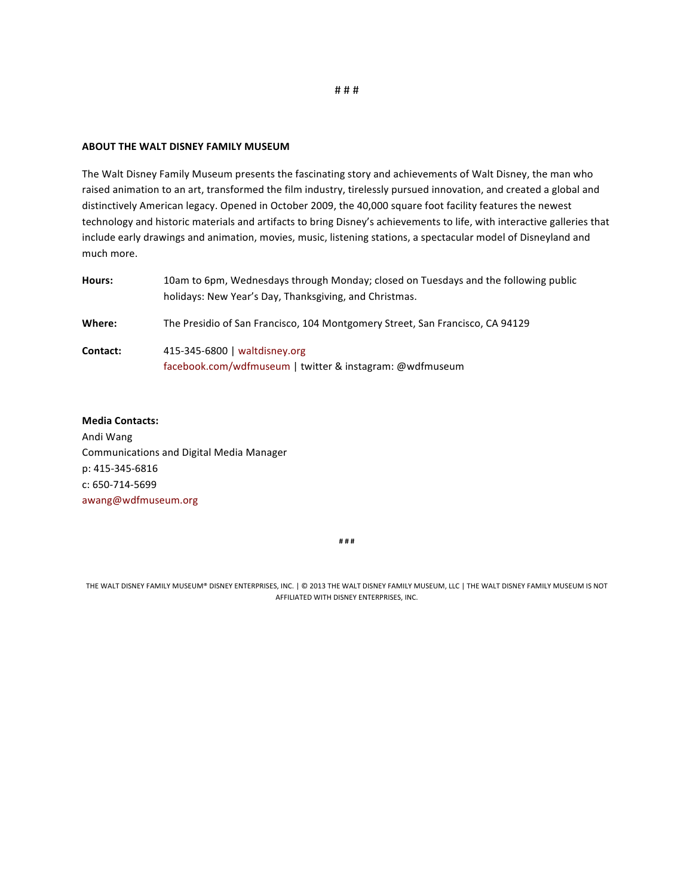# # #

**ABOUT THE WALT DISNEY FAMILY MUSEUM**

The Walt Disney Family Museum presents the fascinating story and achievements of Walt Disney, the man who raised animation to an art, transformed the film industry, tirelessly pursued innovation, and created a global and distinctively American legacy. Opened in October 2009, the 40,000 square foot facility features the newest technology and historic materials and artifacts to bring Disney's achievements to life, with interactive galleries that include early drawings and animation, movies, music, listening stations, a spectacular model of Disneyland and much more.

**Hours:** 10am to 6pm, Wednesdays through Monday; closed on Tuesdays and the following public holidays: New Year's Day, Thanksgiving, and Christmas.

**Where:** The Presidio of San Francisco, 104 Montgomery Street, San Francisco, CA 94129

**Contact:** 415-345-6800 | waltdisney.org
facebook.com/wdfmuseum | twitter & instagram: @wdfmuseum

**Media Contacts:**
Andi Wang
Communications and Digital Media Manager
p: 415-345-6816
c: 650-714-5699
awang@wdfmuseum.org

# # #

THE WALT DISNEY FAMILY MUSEUM® DISNEY ENTERPRISES, INC. | © 2013 THE WALT DISNEY FAMILY MUSEUM, LLC | THE WALT DISNEY FAMILY MUSEUM IS NOT AFFILIATED WITH DISNEY ENTERPRISES, INC.